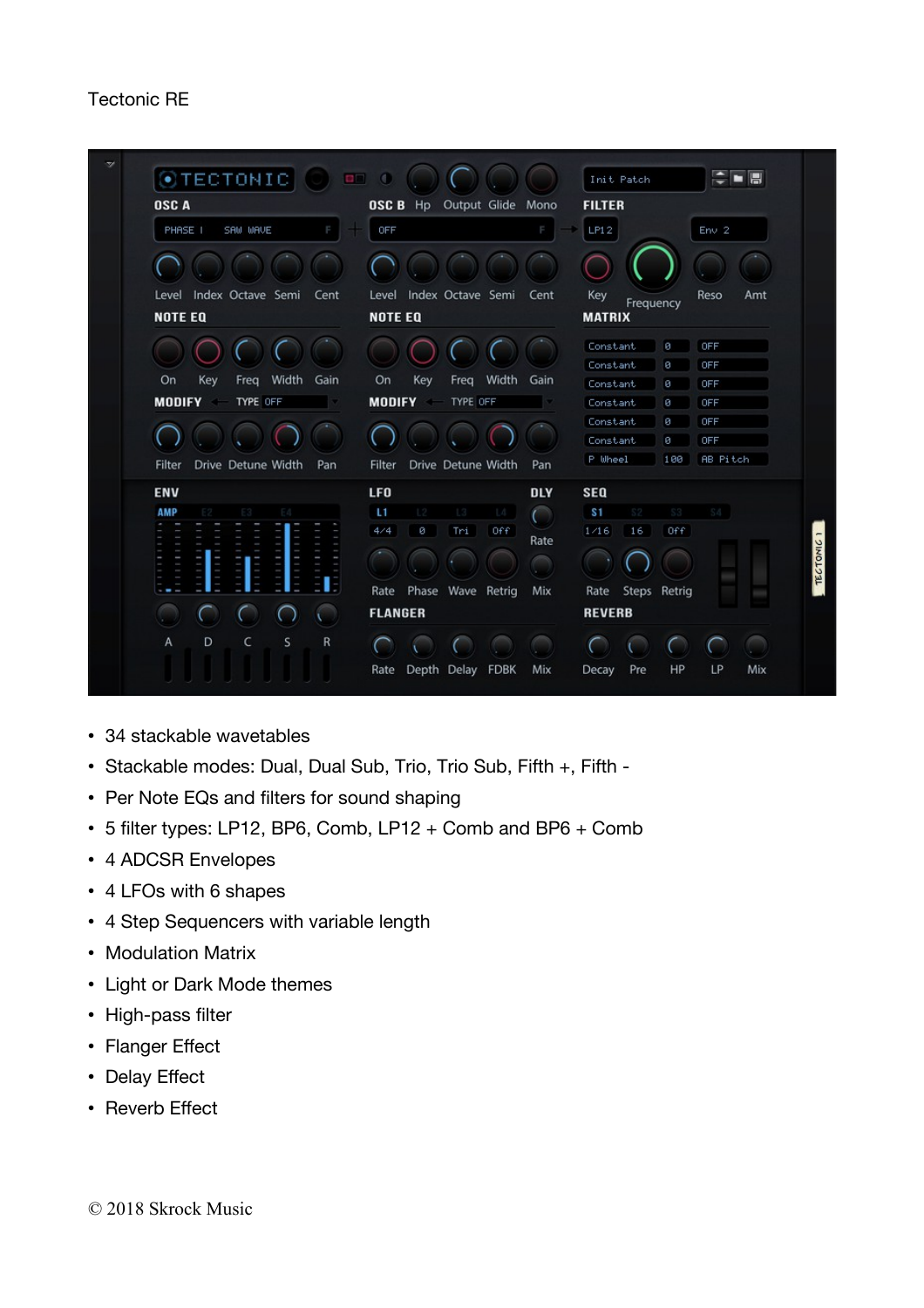Tectonic RE

- 34 stackable wavetables
- Stackable modes: Dual, Dual Sub, Trio, Trio Sub, Fifth +, Fifth -
- Per Note EQs and filters for sound shaping
- 5 filter types: LP12, BP6, Comb, LP12 + Comb and BP6 + Comb
- 4 ADCSR Envelopes
- 4 LFOs with 6 shapes
- 4 Step Sequencers with variable length
- Modulation Matrix
- Light or Dark Mode themes
- High-pass filter
- Flanger Effect
- Delay Effect
- Reverb Effect

© 2018 Skrock Music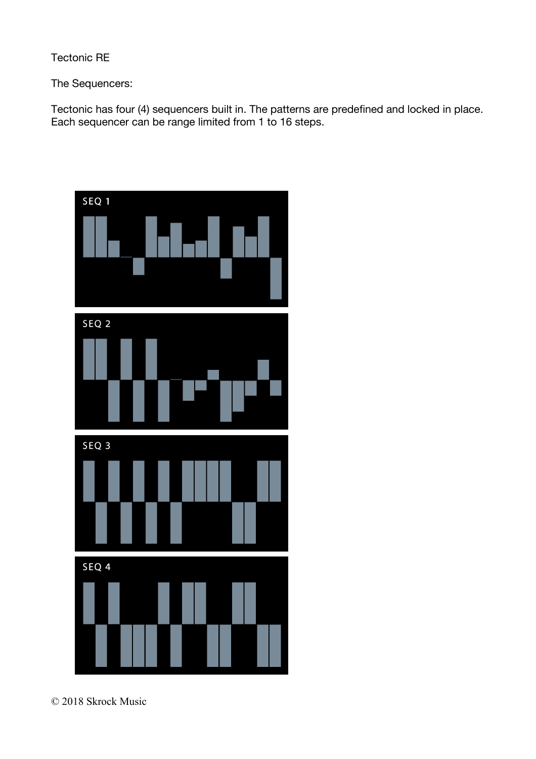Tectonic RE

The Sequencers:

Tectonic has four (4) sequencers built in. The patterns are predefined and locked in place. Each sequencer can be range limited from 1 to 16 steps.

SEQ 1

SEQ 2

SEQ 3

SEQ 4

© 2018 Skrock Music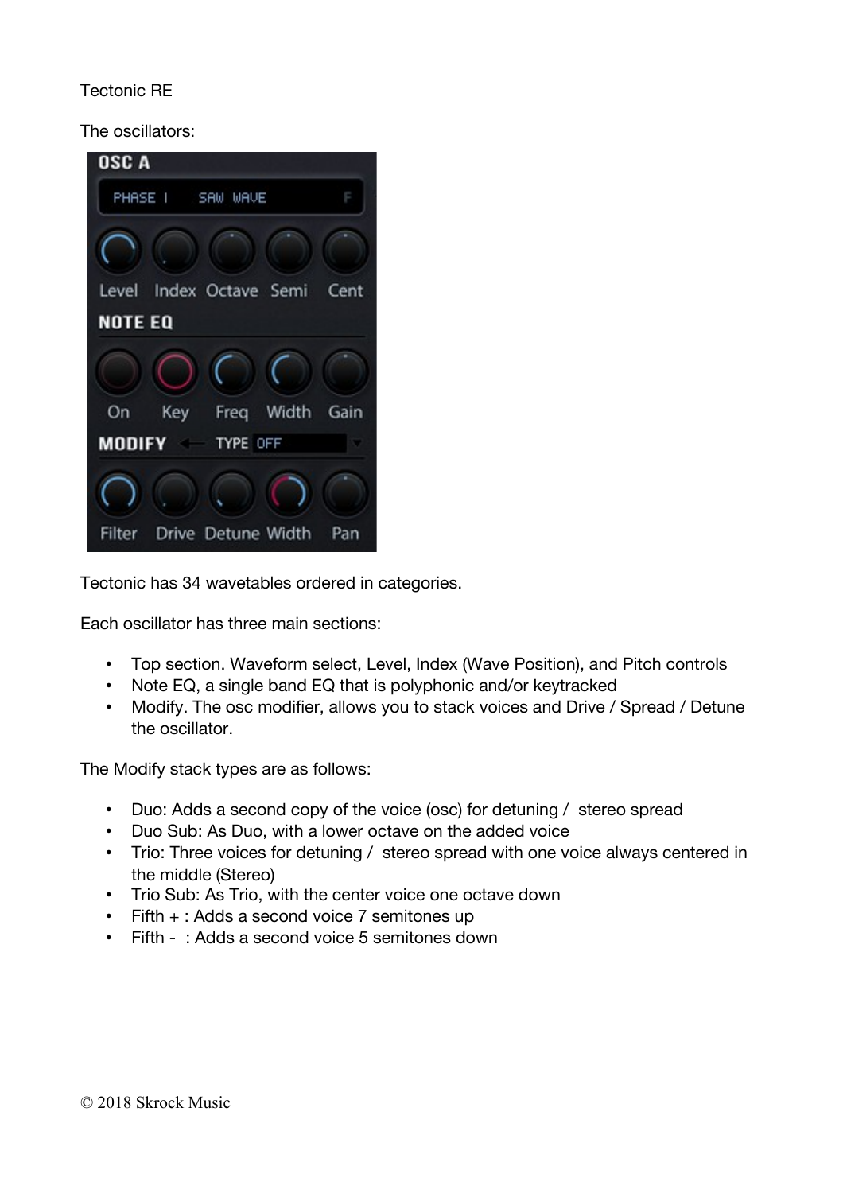Tectonic RE

The oscillators:

Tectonic has 34 wavetables ordered in categories.

Each oscillator has three main sections:

- Top section. Waveform select, Level, Index (Wave Position), and Pitch controls
- Note EQ, a single band EQ that is polyphonic and/or keytracked
- Modify. The osc modifier, allows you to stack voices and Drive / Spread / Detune the oscillator.

The Modify stack types are as follows:

- Duo: Adds a second copy of the voice (osc) for detuning / stereo spread
- Duo Sub: As Duo, with a lower octave on the added voice
- Trio: Three voices for detuning / stereo spread with one voice always centered in the middle (Stereo)
- Trio Sub: As Trio, with the center voice one octave down
- Fifth + : Adds a second voice 7 semitones up
- Fifth - : Adds a second voice 5 semitones down

© 2018 Skrock Music